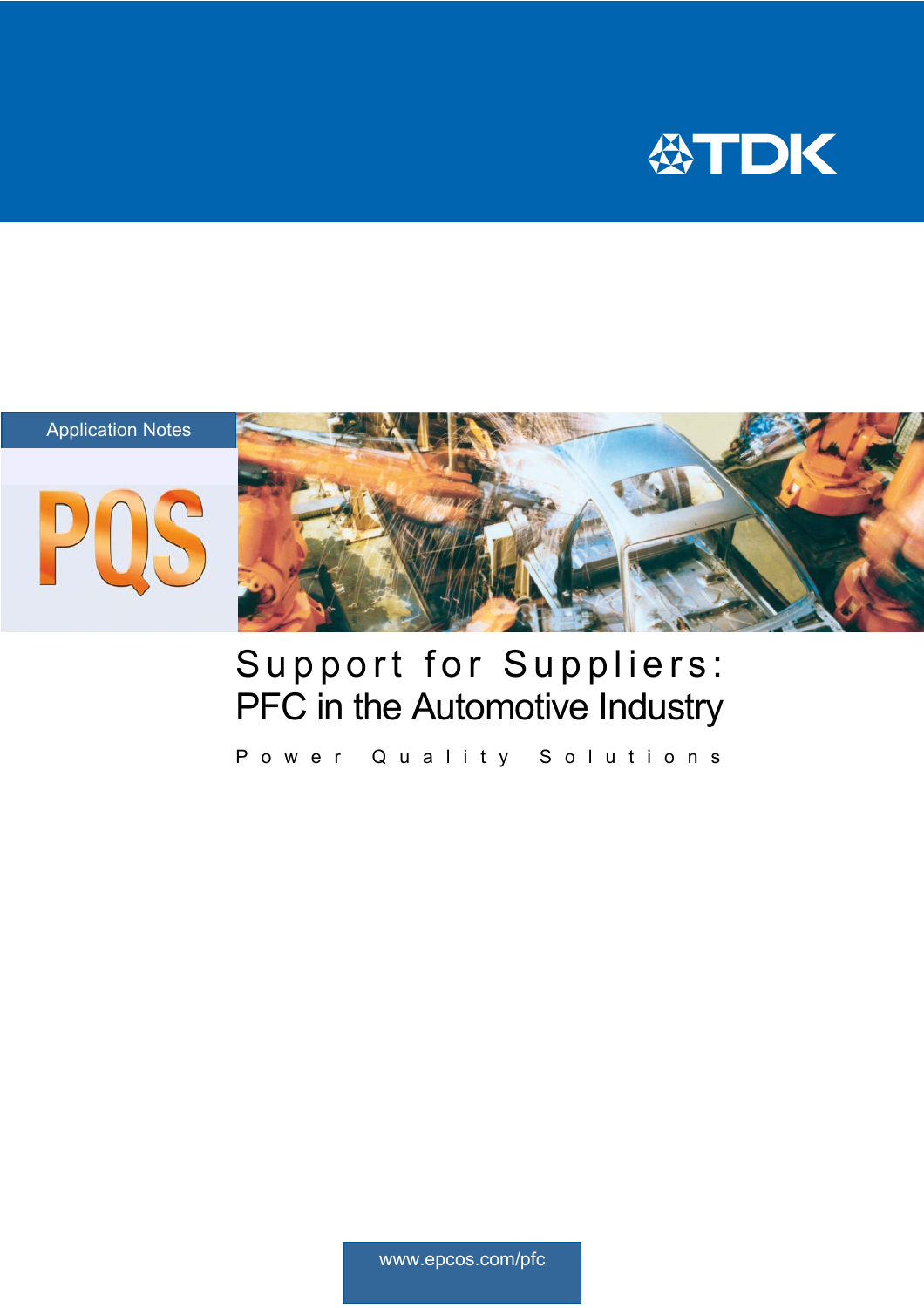TDK

Application Notes

PQS

# Support for Suppliers:
# PFC in the Automotive Industry

Power Quality Solutions

www.epcos.com/pfc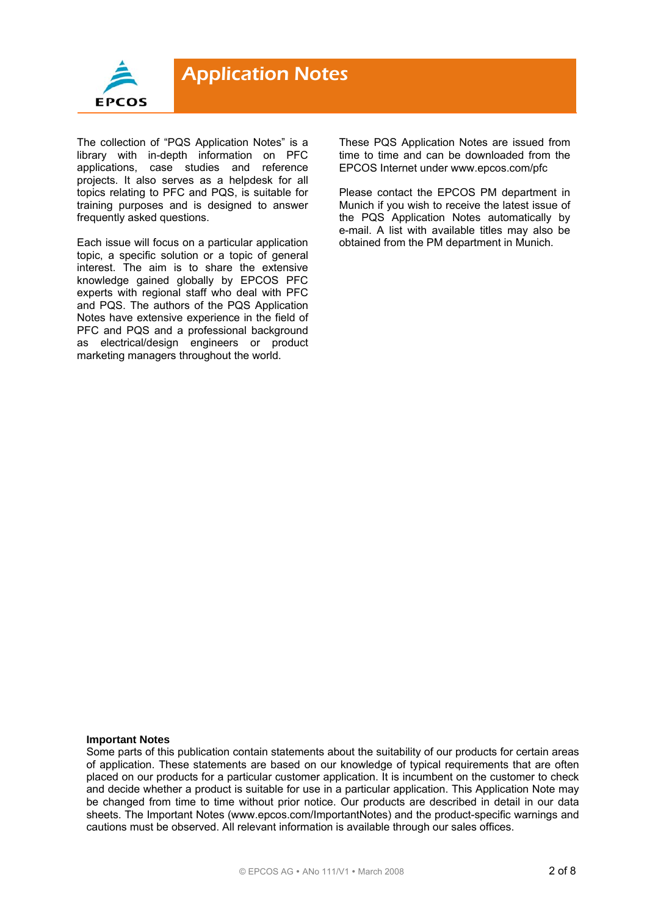# Application Notes

The collection of "PQS Application Notes" is a library with in-depth information on PFC applications, case studies and reference projects. It also serves as a helpdesk for all topics relating to PFC and PQS, is suitable for training purposes and is designed to answer frequently asked questions.

Each issue will focus on a particular application topic, a specific solution or a topic of general interest. The aim is to share the extensive knowledge gained globally by EPCOS PFC experts with regional staff who deal with PFC and PQS. The authors of the PQS Application Notes have extensive experience in the field of PFC and PQS and a professional background as electrical/design engineers or product marketing managers throughout the world.

These PQS Application Notes are issued from time to time and can be downloaded from the EPCOS Internet under www.epcos.com/pfc

Please contact the EPCOS PM department in Munich if you wish to receive the latest issue of the PQS Application Notes automatically by e-mail. A list with available titles may also be obtained from the PM department in Munich.

**Important Notes**
Some parts of this publication contain statements about the suitability of our products for certain areas of application. These statements are based on our knowledge of typical requirements that are often placed on our products for a particular customer application. It is incumbent on the customer to check and decide whether a product is suitable for use in a particular application. This Application Note may be changed from time to time without prior notice. Our products are described in detail in our data sheets. The Important Notes (www.epcos.com/ImportantNotes) and the product-specific warnings and cautions must be observed. All relevant information is available through our sales offices.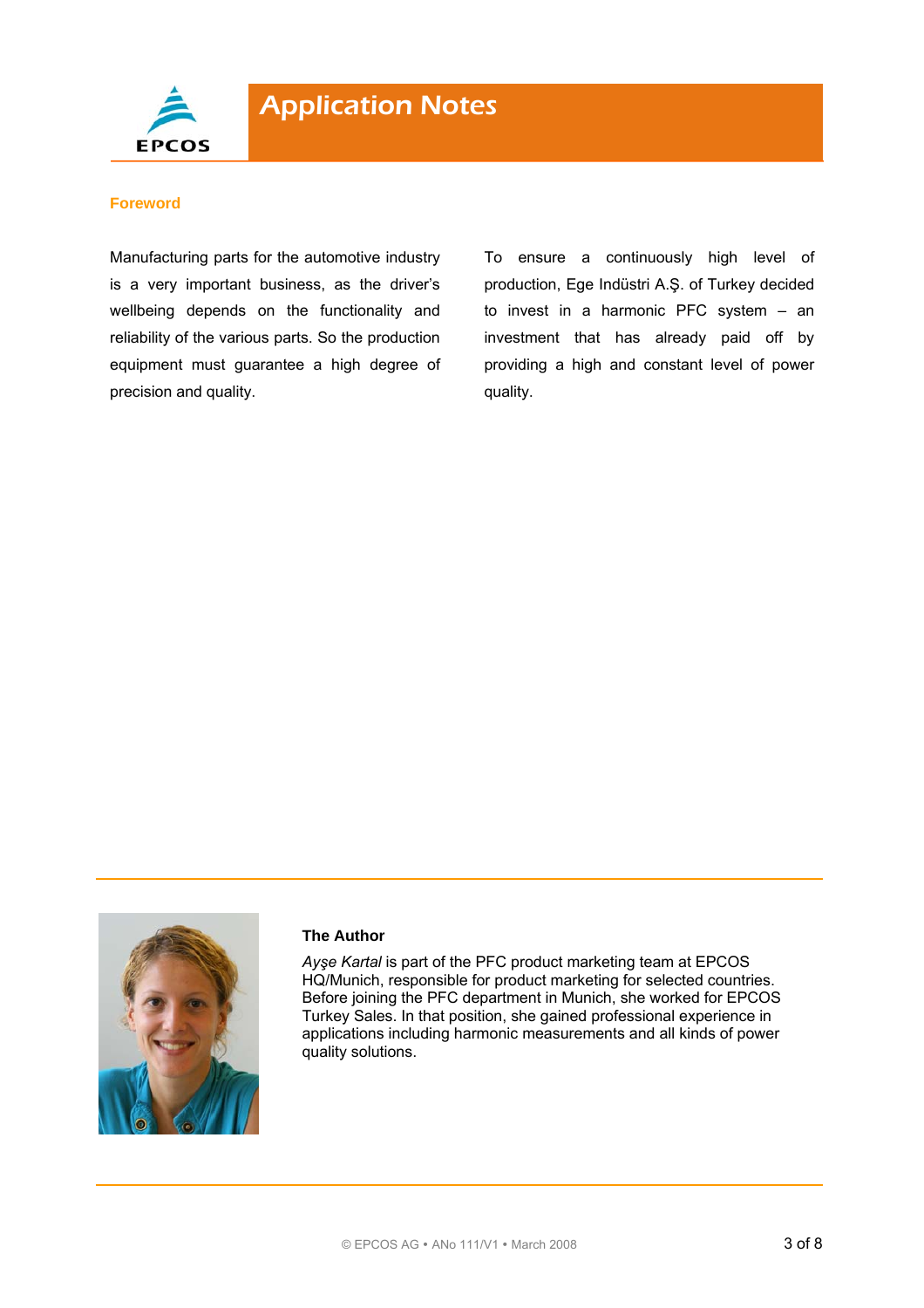## Foreword

Manufacturing parts for the automotive industry is a very important business, as the driver's wellbeing depends on the functionality and reliability of the various parts. So the production equipment must guarantee a high degree of precision and quality.

To ensure a continuously high level of production, Ege Indüstri A.Ş. of Turkey decided to invest in a harmonic PFC system – an investment that has already paid off by providing a high and constant level of power quality.

### The Author

*Ayşe Kartal* is part of the PFC product marketing team at EPCOS HQ/Munich, responsible for product marketing for selected countries. Before joining the PFC department in Munich, she worked for EPCOS Turkey Sales. In that position, she gained professional experience in applications including harmonic measurements and all kinds of power quality solutions.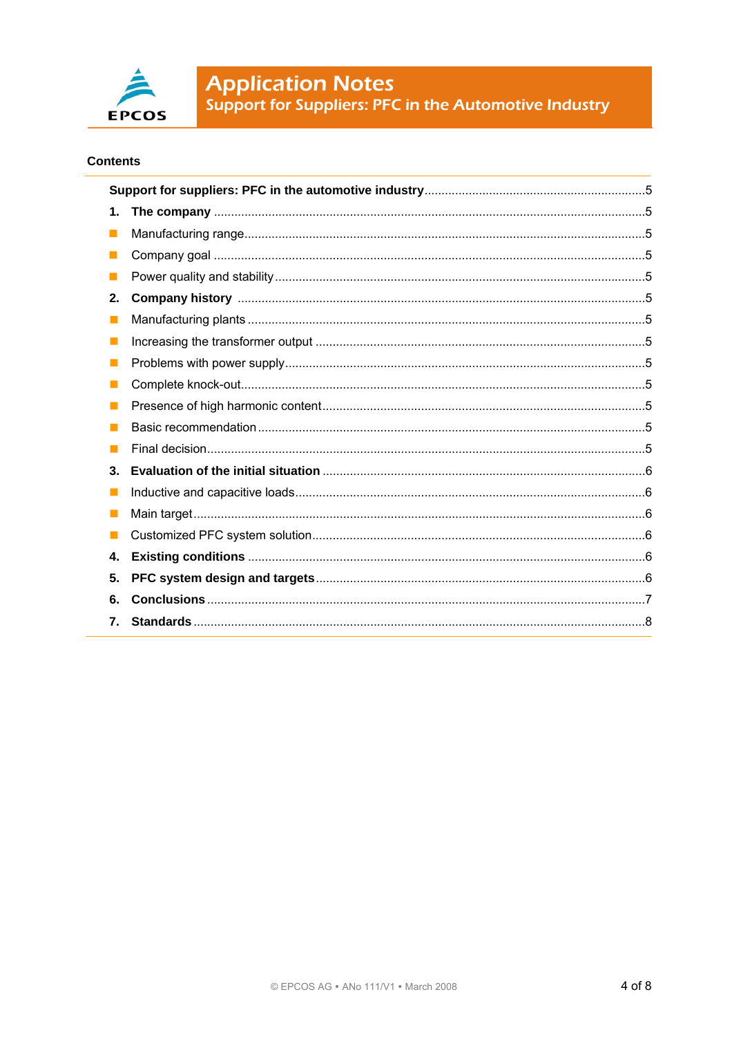## Contents

| | | |
|---|---|---|
| **Support for suppliers: PFC in the automotive industry** | | 5 |
| **1.** | **The company** | 5 |
| ■ | Manufacturing range | 5 |
| ■ | Company goal | 5 |
| ■ | Power quality and stability | 5 |
| **2.** | **Company history** | 5 |
| ■ | Manufacturing plants | 5 |
| ■ | Increasing the transformer output | 5 |
| ■ | Problems with power supply | 5 |
| ■ | Complete knock-out | 5 |
| ■ | Presence of high harmonic content | 5 |
| ■ | Basic recommendation | 5 |
| ■ | Final decision | 5 |
| **3.** | **Evaluation of the initial situation** | 6 |
| ■ | Inductive and capacitive loads | 6 |
| ■ | Main target | 6 |
| ■ | Customized PFC system solution | 6 |
| **4.** | **Existing conditions** | 6 |
| **5.** | **PFC system design and targets** | 6 |
| **6.** | **Conclusions** | 7 |
| **7.** | **Standards** | 8 |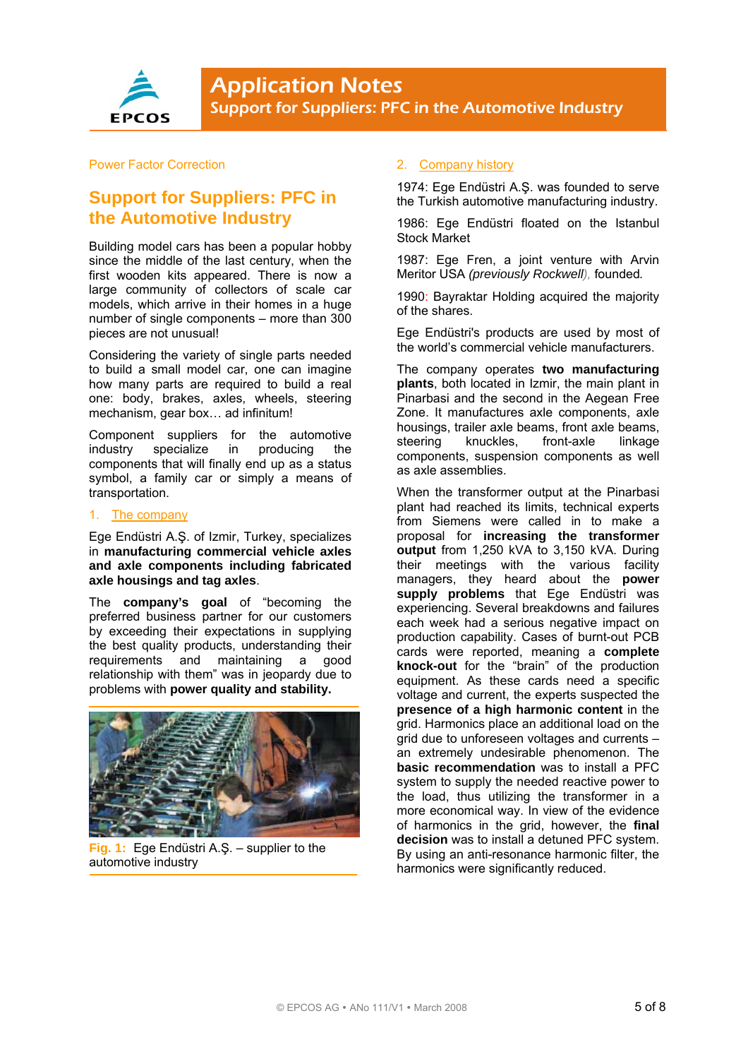Power Factor Correction

# Support for Suppliers: PFC in the Automotive Industry

Building model cars has been a popular hobby since the middle of the last century, when the first wooden kits appeared. There is now a large community of collectors of scale car models, which arrive in their homes in a huge number of single components – more than 300 pieces are not unusual!

Considering the variety of single parts needed to build a small model car, one can imagine how many parts are required to build a real one: body, brakes, axles, wheels, steering mechanism, gear box… ad infinitum!

Component suppliers for the automotive industry specialize in producing the components that will finally end up as a status symbol, a family car or simply a means of transportation.

## 1. The company

Ege Endüstri A.Ş. of Izmir, Turkey, specializes in **manufacturing commercial vehicle axles and axle components including fabricated axle housings and tag axles**.

The **company's goal** of "becoming the preferred business partner for our customers by exceeding their expectations in supplying the best quality products, understanding their requirements and maintaining a good relationship with them" was in jeopardy due to problems with **power quality and stability.**

**Fig. 1:** Ege Endüstri A.Ş. – supplier to the automotive industry

## 2. Company history

1974: Ege Endüstri A.Ş. was founded to serve the Turkish automotive manufacturing industry.

1986: Ege Endüstri floated on the Istanbul Stock Market

1987: Ege Fren, a joint venture with Arvin Meritor USA *(previously Rockwell)*, founded.

1990: Bayraktar Holding acquired the majority of the shares.

Ege Endüstri's products are used by most of the world's commercial vehicle manufacturers.

The company operates **two manufacturing plants**, both located in Izmir, the main plant in Pinarbasi and the second in the Aegean Free Zone. It manufactures axle components, axle housings, trailer axle beams, front axle beams, steering knuckles, front-axle linkage components, suspension components as well as axle assemblies.

When the transformer output at the Pinarbasi plant had reached its limits, technical experts from Siemens were called in to make a proposal for **increasing the transformer output** from 1,250 kVA to 3,150 kVA. During their meetings with the various facility managers, they heard about the **power supply problems** that Ege Endüstri was experiencing. Several breakdowns and failures each week had a serious negative impact on production capability. Cases of burnt-out PCB cards were reported, meaning a **complete knock-out** for the "brain" of the production equipment. As these cards need a specific voltage and current, the experts suspected the **presence of a high harmonic content** in the grid. Harmonics place an additional load on the grid due to unforeseen voltages and currents – an extremely undesirable phenomenon. The **basic recommendation** was to install a PFC system to supply the needed reactive power to the load, thus utilizing the transformer in a more economical way. In view of the evidence of harmonics in the grid, however, the **final decision** was to install a detuned PFC system. By using an anti-resonance harmonic filter, the harmonics were significantly reduced.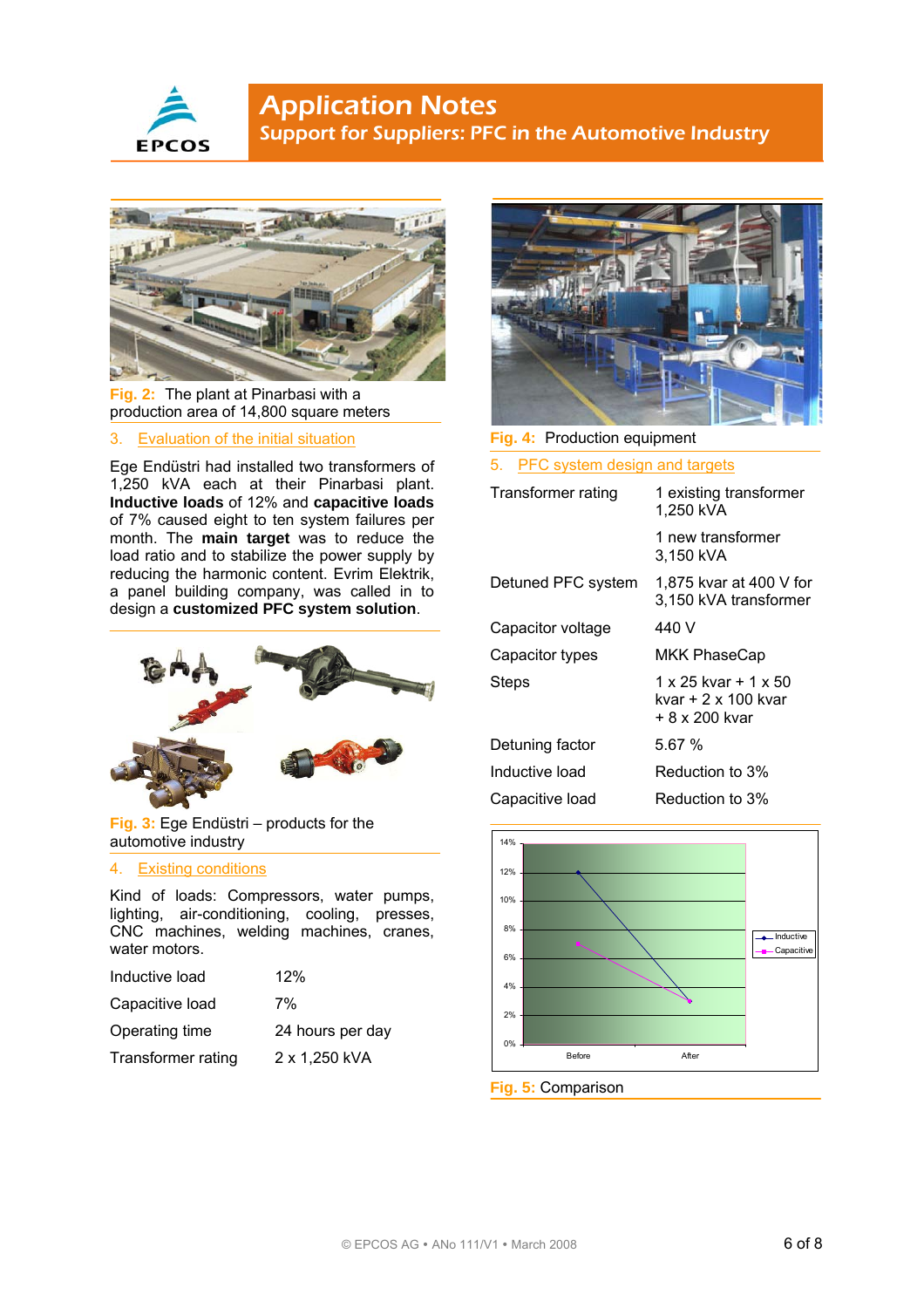Fig. 2: The plant at Pinarbasi with a production area of 14,800 square meters

## 3. Evaluation of the initial situation

Ege Endüstri had installed two transformers of 1,250 kVA each at their Pinarbasi plant. **Inductive loads** of 12% and **capacitive loads** of 7% caused eight to ten system failures per month. The **main target** was to reduce the load ratio and to stabilize the power supply by reducing the harmonic content. Evrim Elektrik, a panel building company, was called in to design a **customized PFC system solution**.

Fig. 3: Ege Endüstri – products for the automotive industry

## 4. Existing conditions

Kind of loads: Compressors, water pumps, lighting, air-conditioning, cooling, presses, CNC machines, welding machines, cranes, water motors.

| | |
|---|---|
| Inductive load | 12% |
| Capacitive load | 7% |
| Operating time | 24 hours per day |
| Transformer rating | 2 x 1,250 kVA |

Fig. 4: Production equipment

## 5. PFC system design and targets

| | |
|---|---|
| Transformer rating | 1 existing transformer 1,250 kVA<br>1 new transformer 3,150 kVA |
| Detuned PFC system | 1,875 kvar at 400 V for 3,150 kVA transformer |
| Capacitor voltage | 440 V |
| Capacitor types | MKK PhaseCap |
| Steps | 1 x 25 kvar + 1 x 50 kvar + 2 x 100 kvar + 8 x 200 kvar |
| Detuning factor | 5.67 % |
| Inductive load | Reduction to 3% |
| Capacitive load | Reduction to 3% |

Fig. 5: Comparison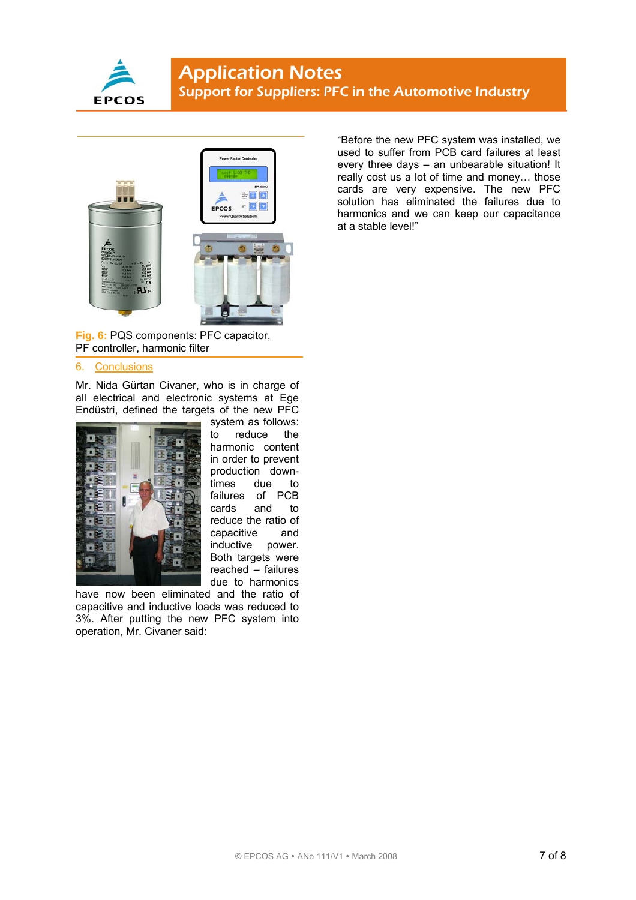**Fig. 6:** PQS components: PFC capacitor, PF controller, harmonic filter

## 6. Conclusions

Mr. Nida Gürtan Civaner, who is in charge of all electrical and electronic systems at Ege Endüstri, defined the targets of the new PFC system as follows: to reduce the harmonic content in order to prevent production downtimes due to failures of PCB cards and to reduce the ratio of capacitive and inductive power. Both targets were reached – failures due to harmonics have now been eliminated and the ratio of capacitive and inductive loads was reduced to 3%. After putting the new PFC system into operation, Mr. Civaner said:

"Before the new PFC system was installed, we used to suffer from PCB card failures at least every three days – an unbearable situation! It really cost us a lot of time and money… those cards are very expensive. The new PFC solution has eliminated the failures due to harmonics and we can keep our capacitance at a stable level!"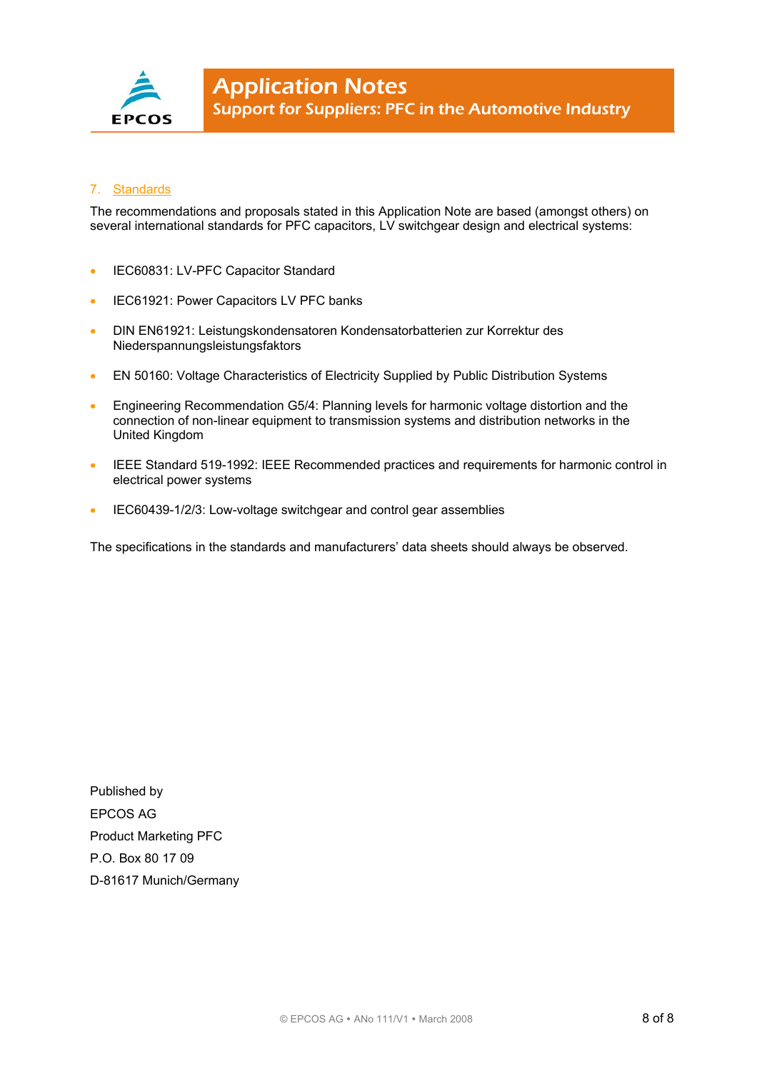## 7. Standards

The recommendations and proposals stated in this Application Note are based (amongst others) on several international standards for PFC capacitors, LV switchgear design and electrical systems:

- IEC60831: LV-PFC Capacitor Standard
- IEC61921: Power Capacitors LV PFC banks
- DIN EN61921: Leistungskondensatoren Kondensatorbatterien zur Korrektur des Niederspannungsleistungsfaktors
- EN 50160: Voltage Characteristics of Electricity Supplied by Public Distribution Systems
- Engineering Recommendation G5/4: Planning levels for harmonic voltage distortion and the connection of non-linear equipment to transmission systems and distribution networks in the United Kingdom
- IEEE Standard 519-1992: IEEE Recommended practices and requirements for harmonic control in electrical power systems
- IEC60439-1/2/3: Low-voltage switchgear and control gear assemblies

The specifications in the standards and manufacturers' data sheets should always be observed.

Published by
EPCOS AG
Product Marketing PFC
P.O. Box 80 17 09
D-81617 Munich/Germany